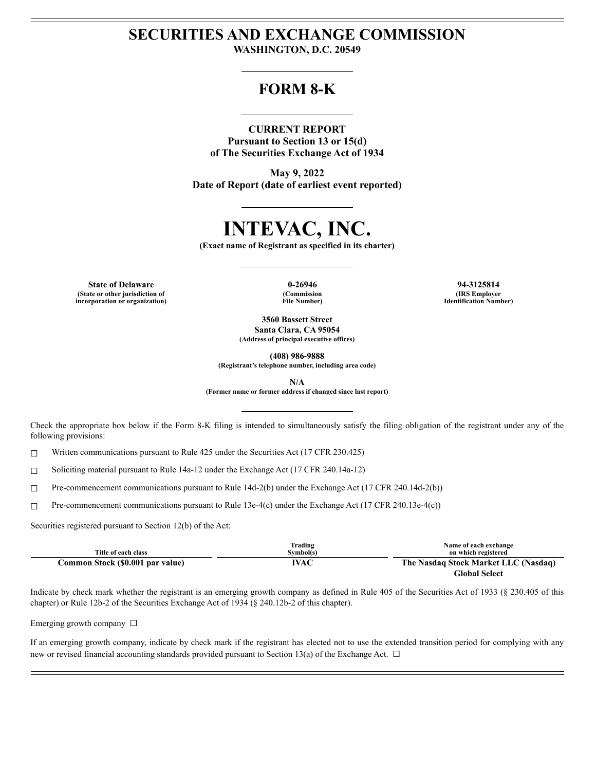# SECURITIES AND EXCHANGE COMMISSION

**WASHINGTON, D.C. 20549**

# FORM 8-K

**CURRENT REPORT**
**Pursuant to Section 13 or 15(d)**
**of The Securities Exchange Act of 1934**

**May 9, 2022**
**Date of Report (date of earliest event reported)**

# INTEVAC, INC.

**(Exact name of Registrant as specified in its charter)**

| State of Delaware | 0-26946 | 94-3125814 |
|---|---|---|
| (State or other jurisdiction of incorporation or organization) | (Commission File Number) | (IRS Employer Identification Number) |

**3560 Bassett Street**
**Santa Clara, CA 95054**
**(Address of principal executive offices)**

**(408) 986-9888**
**(Registrant's telephone number, including area code)**

**N/A**
**(Former name or former address if changed since last report)**

Check the appropriate box below if the Form 8-K filing is intended to simultaneously satisfy the filing obligation of the registrant under any of the following provisions:

☐ Written communications pursuant to Rule 425 under the Securities Act (17 CFR 230.425)

☐ Soliciting material pursuant to Rule 14a-12 under the Exchange Act (17 CFR 240.14a-12)

☐ Pre-commencement communications pursuant to Rule 14d-2(b) under the Exchange Act (17 CFR 240.14d-2(b))

☐ Pre-commencement communications pursuant to Rule 13e-4(c) under the Exchange Act (17 CFR 240.13e-4(c))

Securities registered pursuant to Section 12(b) of the Act:

| Title of each class | Trading Symbol(s) | Name of each exchange on which registered |
|---|---|---|
| **Common Stock ($0.001 par value)** | **IVAC** | **The Nasdaq Stock Market LLC (Nasdaq) Global Select** |

Indicate by check mark whether the registrant is an emerging growth company as defined in Rule 405 of the Securities Act of 1933 (§ 230.405 of this chapter) or Rule 12b-2 of the Securities Exchange Act of 1934 (§ 240.12b-2 of this chapter).

Emerging growth company ☐

If an emerging growth company, indicate by check mark if the registrant has elected not to use the extended transition period for complying with any new or revised financial accounting standards provided pursuant to Section 13(a) of the Exchange Act. ☐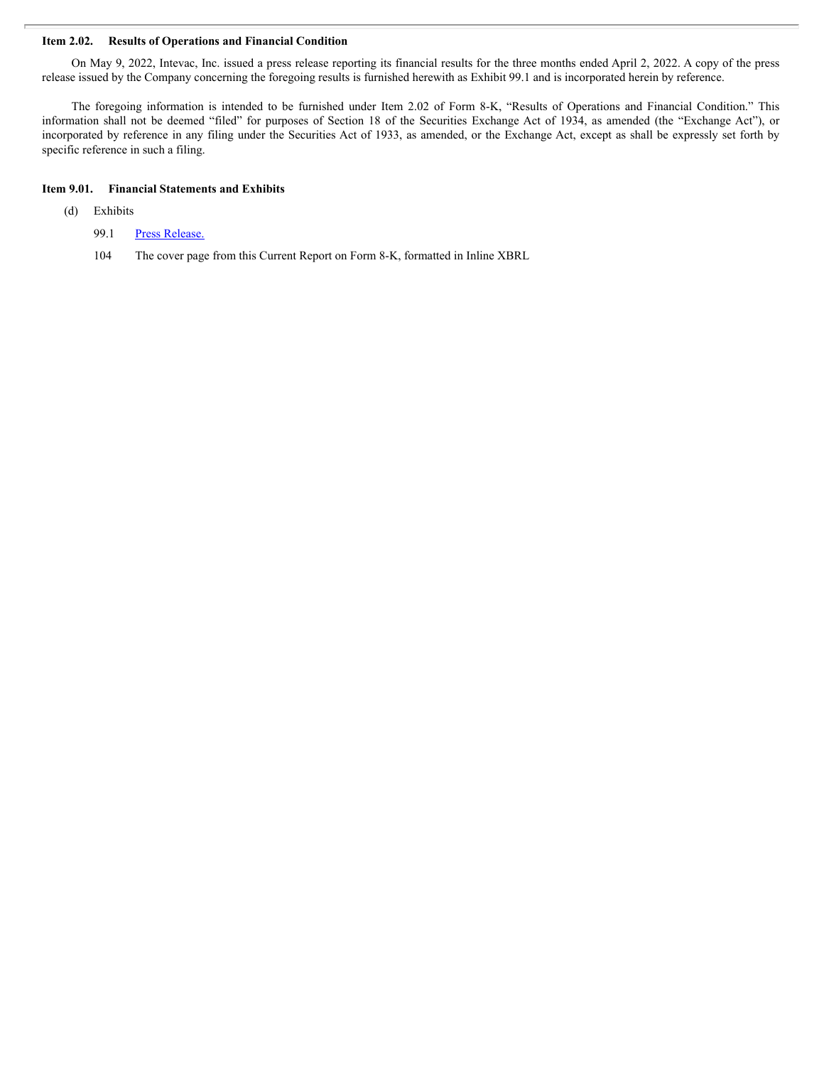**Item 2.02. Results of Operations and Financial Condition**

On May 9, 2022, Intevac, Inc. issued a press release reporting its financial results for the three months ended April 2, 2022. A copy of the press release issued by the Company concerning the foregoing results is furnished herewith as Exhibit 99.1 and is incorporated herein by reference.

The foregoing information is intended to be furnished under Item 2.02 of Form 8-K, "Results of Operations and Financial Condition." This information shall not be deemed "filed" for purposes of Section 18 of the Securities Exchange Act of 1934, as amended (the "Exchange Act"), or incorporated by reference in any filing under the Securities Act of 1933, as amended, or the Exchange Act, except as shall be expressly set forth by specific reference in such a filing.

**Item 9.01. Financial Statements and Exhibits**

(d) Exhibits

99.1 Press Release.

104 The cover page from this Current Report on Form 8-K, formatted in Inline XBRL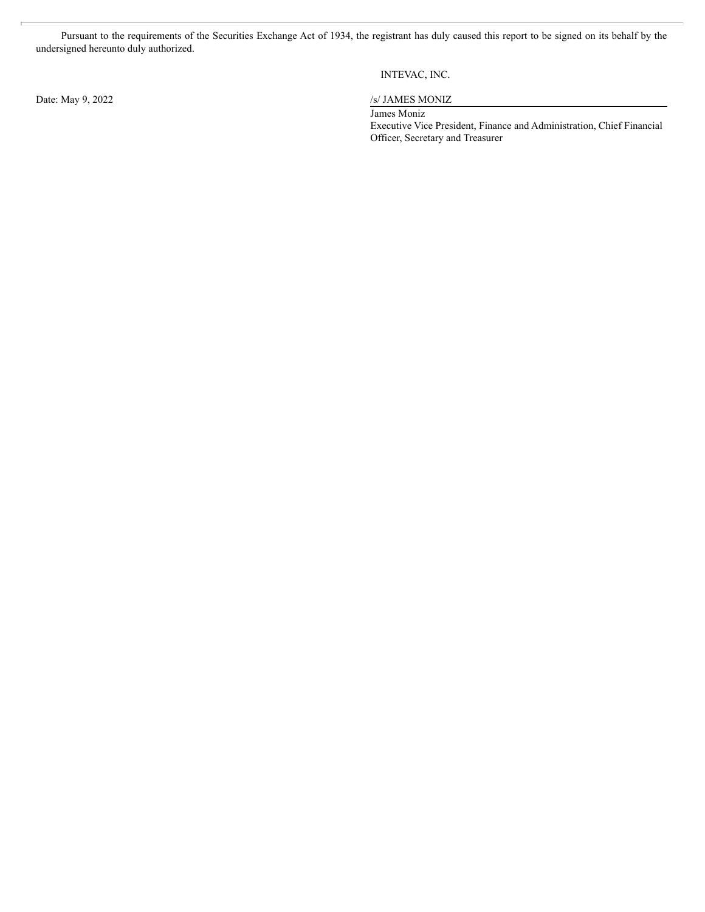Pursuant to the requirements of the Securities Exchange Act of 1934, the registrant has duly caused this report to be signed on its behalf by the undersigned hereunto duly authorized.

INTEVAC, INC.

Date: May 9, 2022

/s/ JAMES MONIZ

James Moniz
Executive Vice President, Finance and Administration, Chief Financial Officer, Secretary and Treasurer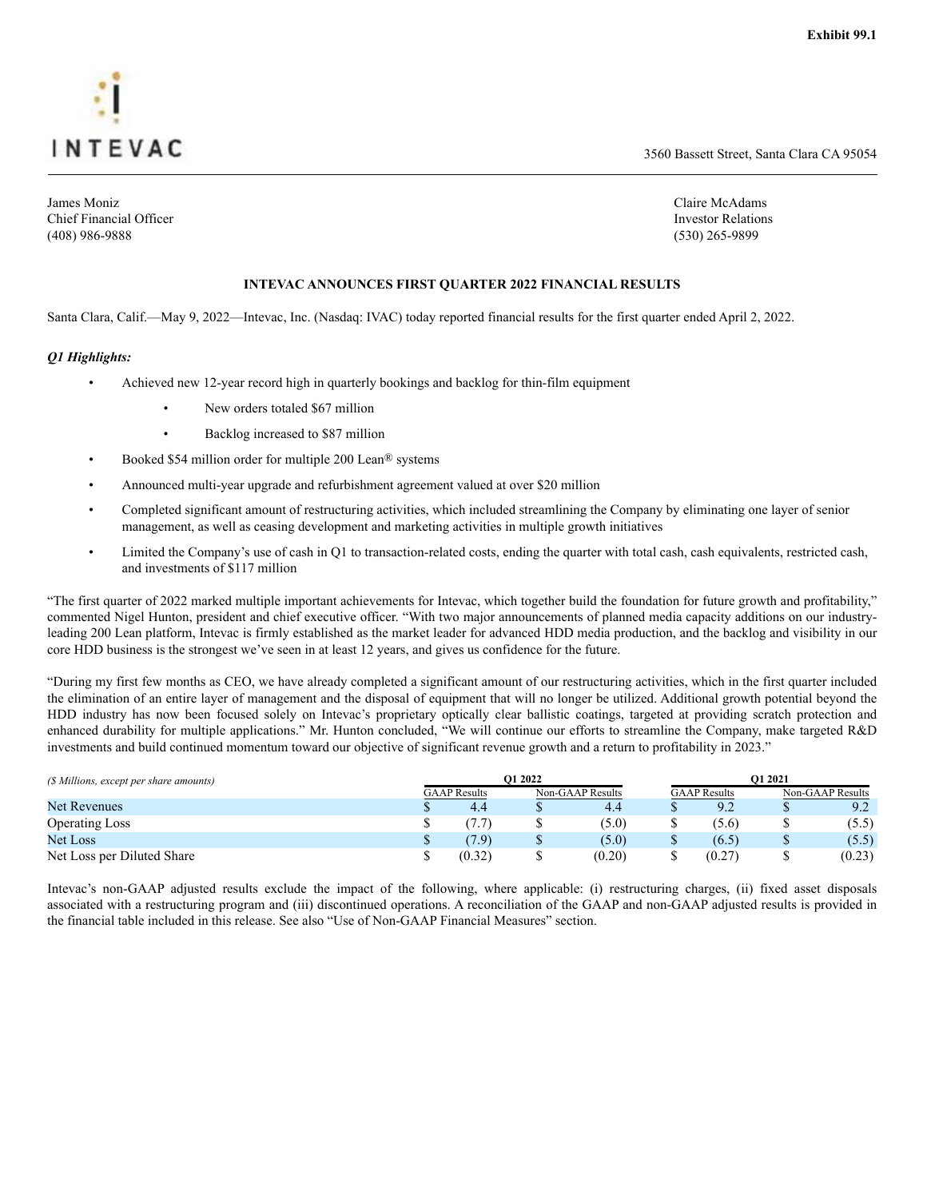**Exhibit 99.1**

INTEVAC

3560 Bassett Street, Santa Clara CA 95054

James Moniz
Chief Financial Officer
(408) 986-9888

Claire McAdams
Investor Relations
(530) 265-9899

**INTEVAC ANNOUNCES FIRST QUARTER 2022 FINANCIAL RESULTS**

Santa Clara, Calif.—May 9, 2022—Intevac, Inc. (Nasdaq: IVAC) today reported financial results for the first quarter ended April 2, 2022.

***Q1 Highlights:***

- Achieved new 12-year record high in quarterly bookings and backlog for thin-film equipment
  - New orders totaled $67 million
  - Backlog increased to $87 million
- Booked $54 million order for multiple 200 Lean® systems
- Announced multi-year upgrade and refurbishment agreement valued at over $20 million
- Completed significant amount of restructuring activities, which included streamlining the Company by eliminating one layer of senior management, as well as ceasing development and marketing activities in multiple growth initiatives
- Limited the Company's use of cash in Q1 to transaction-related costs, ending the quarter with total cash, cash equivalents, restricted cash, and investments of $117 million

"The first quarter of 2022 marked multiple important achievements for Intevac, which together build the foundation for future growth and profitability," commented Nigel Hunton, president and chief executive officer. "With two major announcements of planned media capacity additions on our industry-leading 200 Lean platform, Intevac is firmly established as the market leader for advanced HDD media production, and the backlog and visibility in our core HDD business is the strongest we've seen in at least 12 years, and gives us confidence for the future.

"During my first few months as CEO, we have already completed a significant amount of our restructuring activities, which in the first quarter included the elimination of an entire layer of management and the disposal of equipment that will no longer be utilized. Additional growth potential beyond the HDD industry has now been focused solely on Intevac's proprietary optically clear ballistic coatings, targeted at providing scratch protection and enhanced durability for multiple applications." Mr. Hunton concluded, "We will continue our efforts to streamline the Company, make targeted R&D investments and build continued momentum toward our objective of significant revenue growth and a return to profitability in 2023."

| *($ Millions, except per share amounts)* | Q1 2022 | | Q1 2021 | |
|---|---|---|---|---|
| | GAAP Results | Non-GAAP Results | GAAP Results | Non-GAAP Results |
| Net Revenues | $ 4.4 | $ 4.4 | $ 9.2 | $ 9.2 |
| Operating Loss | $ (7.7) | $ (5.0) | $ (5.6) | $ (5.5) |
| Net Loss | $ (7.9) | $ (5.0) | $ (6.5) | $ (5.5) |
| Net Loss per Diluted Share | $ (0.32) | $ (0.20) | $ (0.27) | $ (0.23) |

Intevac's non-GAAP adjusted results exclude the impact of the following, where applicable: (i) restructuring charges, (ii) fixed asset disposals associated with a restructuring program and (iii) discontinued operations. A reconciliation of the GAAP and non-GAAP adjusted results is provided in the financial table included in this release. See also "Use of Non-GAAP Financial Measures" section.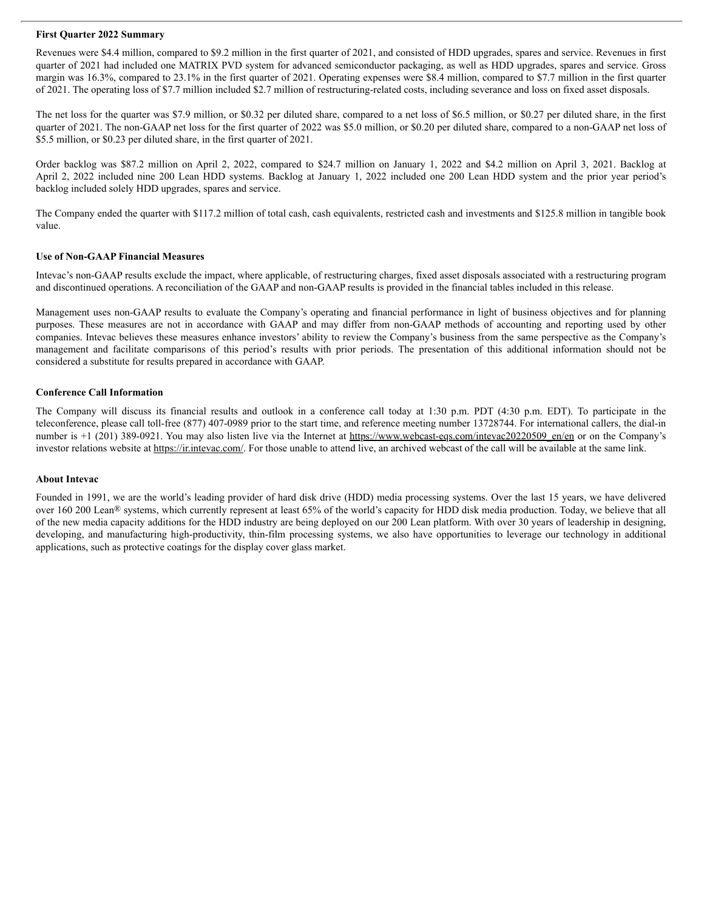**First Quarter 2022 Summary**

Revenues were $4.4 million, compared to $9.2 million in the first quarter of 2021, and consisted of HDD upgrades, spares and service. Revenues in first quarter of 2021 had included one MATRIX PVD system for advanced semiconductor packaging, as well as HDD upgrades, spares and service. Gross margin was 16.3%, compared to 23.1% in the first quarter of 2021. Operating expenses were $8.4 million, compared to $7.7 million in the first quarter of 2021. The operating loss of $7.7 million included $2.7 million of restructuring-related costs, including severance and loss on fixed asset disposals.

The net loss for the quarter was $7.9 million, or $0.32 per diluted share, compared to a net loss of $6.5 million, or $0.27 per diluted share, in the first quarter of 2021. The non-GAAP net loss for the first quarter of 2022 was $5.0 million, or $0.20 per diluted share, compared to a non-GAAP net loss of $5.5 million, or $0.23 per diluted share, in the first quarter of 2021.

Order backlog was $87.2 million on April 2, 2022, compared to $24.7 million on January 1, 2022 and $4.2 million on April 3, 2021. Backlog at April 2, 2022 included nine 200 Lean HDD systems. Backlog at January 1, 2022 included one 200 Lean HDD system and the prior year period's backlog included solely HDD upgrades, spares and service.

The Company ended the quarter with $117.2 million of total cash, cash equivalents, restricted cash and investments and $125.8 million in tangible book value.

**Use of Non-GAAP Financial Measures**

Intevac's non-GAAP results exclude the impact, where applicable, of restructuring charges, fixed asset disposals associated with a restructuring program and discontinued operations. A reconciliation of the GAAP and non-GAAP results is provided in the financial tables included in this release.

Management uses non-GAAP results to evaluate the Company's operating and financial performance in light of business objectives and for planning purposes. These measures are not in accordance with GAAP and may differ from non-GAAP methods of accounting and reporting used by other companies. Intevac believes these measures enhance investors' ability to review the Company's business from the same perspective as the Company's management and facilitate comparisons of this period's results with prior periods. The presentation of this additional information should not be considered a substitute for results prepared in accordance with GAAP.

**Conference Call Information**

The Company will discuss its financial results and outlook in a conference call today at 1:30 p.m. PDT (4:30 p.m. EDT). To participate in the teleconference, please call toll-free (877) 407-0989 prior to the start time, and reference meeting number 13728744. For international callers, the dial-in number is +1 (201) 389-0921. You may also listen live via the Internet at https://www.webcast-eqs.com/intevac20220509_en/en or on the Company's investor relations website at https://ir.intevac.com/. For those unable to attend live, an archived webcast of the call will be available at the same link.

**About Intevac**

Founded in 1991, we are the world's leading provider of hard disk drive (HDD) media processing systems. Over the last 15 years, we have delivered over 160 200 Lean® systems, which currently represent at least 65% of the world's capacity for HDD disk media production. Today, we believe that all of the new media capacity additions for the HDD industry are being deployed on our 200 Lean platform. With over 30 years of leadership in designing, developing, and manufacturing high-productivity, thin-film processing systems, we also have opportunities to leverage our technology in additional applications, such as protective coatings for the display cover glass market.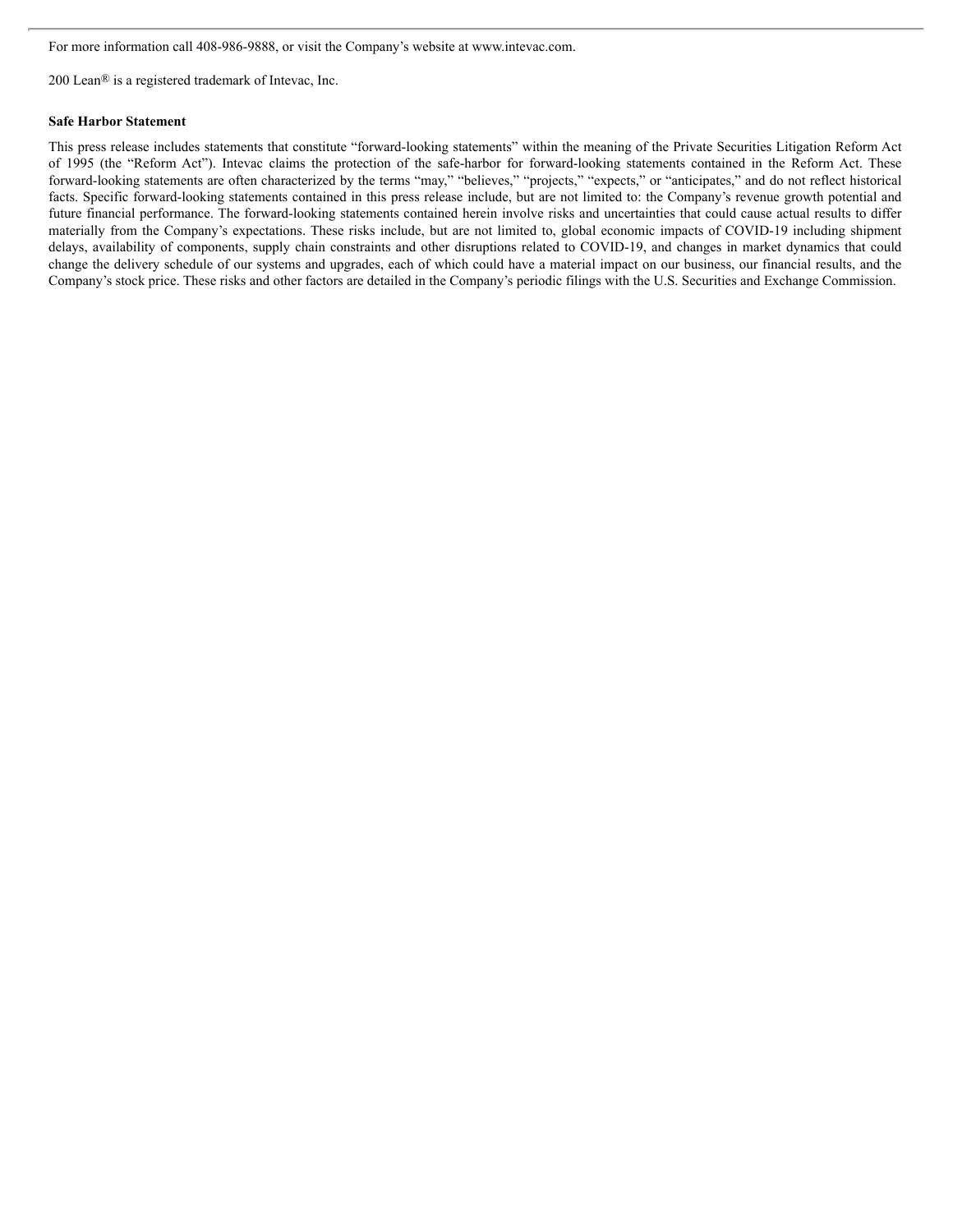For more information call 408-986-9888, or visit the Company's website at www.intevac.com.

200 Lean® is a registered trademark of Intevac, Inc.

**Safe Harbor Statement**

This press release includes statements that constitute "forward-looking statements" within the meaning of the Private Securities Litigation Reform Act of 1995 (the "Reform Act"). Intevac claims the protection of the safe-harbor for forward-looking statements contained in the Reform Act. These forward-looking statements are often characterized by the terms "may," "believes," "projects," "expects," or "anticipates," and do not reflect historical facts. Specific forward-looking statements contained in this press release include, but are not limited to: the Company's revenue growth potential and future financial performance. The forward-looking statements contained herein involve risks and uncertainties that could cause actual results to differ materially from the Company's expectations. These risks include, but are not limited to, global economic impacts of COVID-19 including shipment delays, availability of components, supply chain constraints and other disruptions related to COVID-19, and changes in market dynamics that could change the delivery schedule of our systems and upgrades, each of which could have a material impact on our business, our financial results, and the Company's stock price. These risks and other factors are detailed in the Company's periodic filings with the U.S. Securities and Exchange Commission.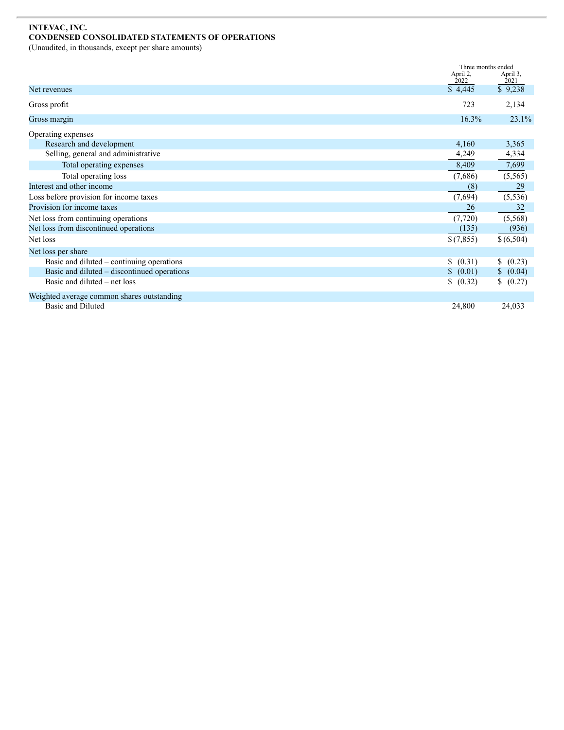**INTEVAC, INC.**
**CONDENSED CONSOLIDATED STATEMENTS OF OPERATIONS**
(Unaudited, in thousands, except per share amounts)

| | Three months ended | |
|---|---|---|
| | April 2, 2022 | April 3, 2021 |
| Net revenues | $ 4,445 | $ 9,238 |
| Gross profit | 723 | 2,134 |
| Gross margin | 16.3% | 23.1% |
| Operating expenses | | |
| Research and development | 4,160 | 3,365 |
| Selling, general and administrative | 4,249 | 4,334 |
| Total operating expenses | 8,409 | 7,699 |
| Total operating loss | (7,686) | (5,565) |
| Interest and other income | (8) | 29 |
| Loss before provision for income taxes | (7,694) | (5,536) |
| Provision for income taxes | 26 | 32 |
| Net loss from continuing operations | (7,720) | (5,568) |
| Net loss from discontinued operations | (135) | (936) |
| Net loss | $ (7,855) | $ (6,504) |
| Net loss per share | | |
| Basic and diluted – continuing operations | $ (0.31) | $ (0.23) |
| Basic and diluted – discontinued operations | $ (0.01) | $ (0.04) |
| Basic and diluted – net loss | $ (0.32) | $ (0.27) |
| Weighted average common shares outstanding | | |
| Basic and Diluted | 24,800 | 24,033 |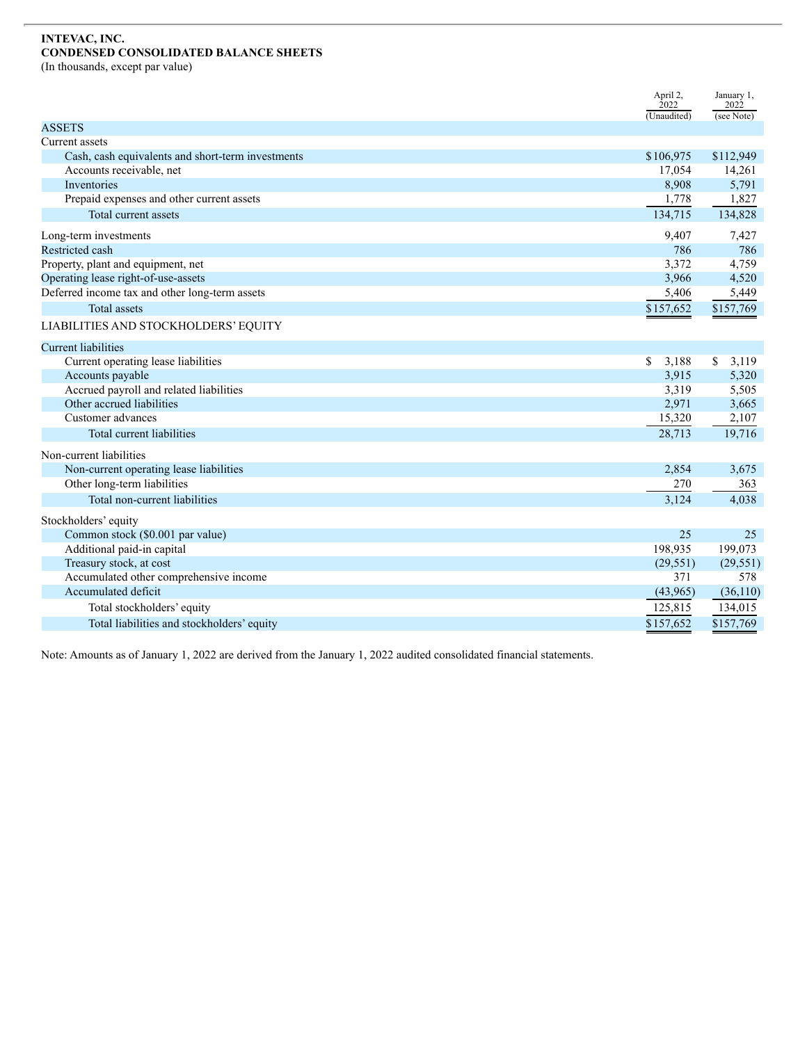**INTEVAC, INC.**
**CONDENSED CONSOLIDATED BALANCE SHEETS**
(In thousands, except par value)

| | April 2, 2022 (Unaudited) | January 1, 2022 (see Note) |
|---|---|---|
| ASSETS | | |
| Current assets | | |
| Cash, cash equivalents and short-term investments | $106,975 | $112,949 |
| Accounts receivable, net | 17,054 | 14,261 |
| Inventories | 8,908 | 5,791 |
| Prepaid expenses and other current assets | 1,778 | 1,827 |
| Total current assets | 134,715 | 134,828 |
| Long-term investments | 9,407 | 7,427 |
| Restricted cash | 786 | 786 |
| Property, plant and equipment, net | 3,372 | 4,759 |
| Operating lease right-of-use-assets | 3,966 | 4,520 |
| Deferred income tax and other long-term assets | 5,406 | 5,449 |
| Total assets | $157,652 | $157,769 |
| LIABILITIES AND STOCKHOLDERS' EQUITY | | |
| Current liabilities | | |
| Current operating lease liabilities | $ 3,188 | $ 3,119 |
| Accounts payable | 3,915 | 5,320 |
| Accrued payroll and related liabilities | 3,319 | 5,505 |
| Other accrued liabilities | 2,971 | 3,665 |
| Customer advances | 15,320 | 2,107 |
| Total current liabilities | 28,713 | 19,716 |
| Non-current liabilities | | |
| Non-current operating lease liabilities | 2,854 | 3,675 |
| Other long-term liabilities | 270 | 363 |
| Total non-current liabilities | 3,124 | 4,038 |
| Stockholders' equity | | |
| Common stock ($0.001 par value) | 25 | 25 |
| Additional paid-in capital | 198,935 | 199,073 |
| Treasury stock, at cost | (29,551) | (29,551) |
| Accumulated other comprehensive income | 371 | 578 |
| Accumulated deficit | (43,965) | (36,110) |
| Total stockholders' equity | 125,815 | 134,015 |
| Total liabilities and stockholders' equity | $157,652 | $157,769 |

Note: Amounts as of January 1, 2022 are derived from the January 1, 2022 audited consolidated financial statements.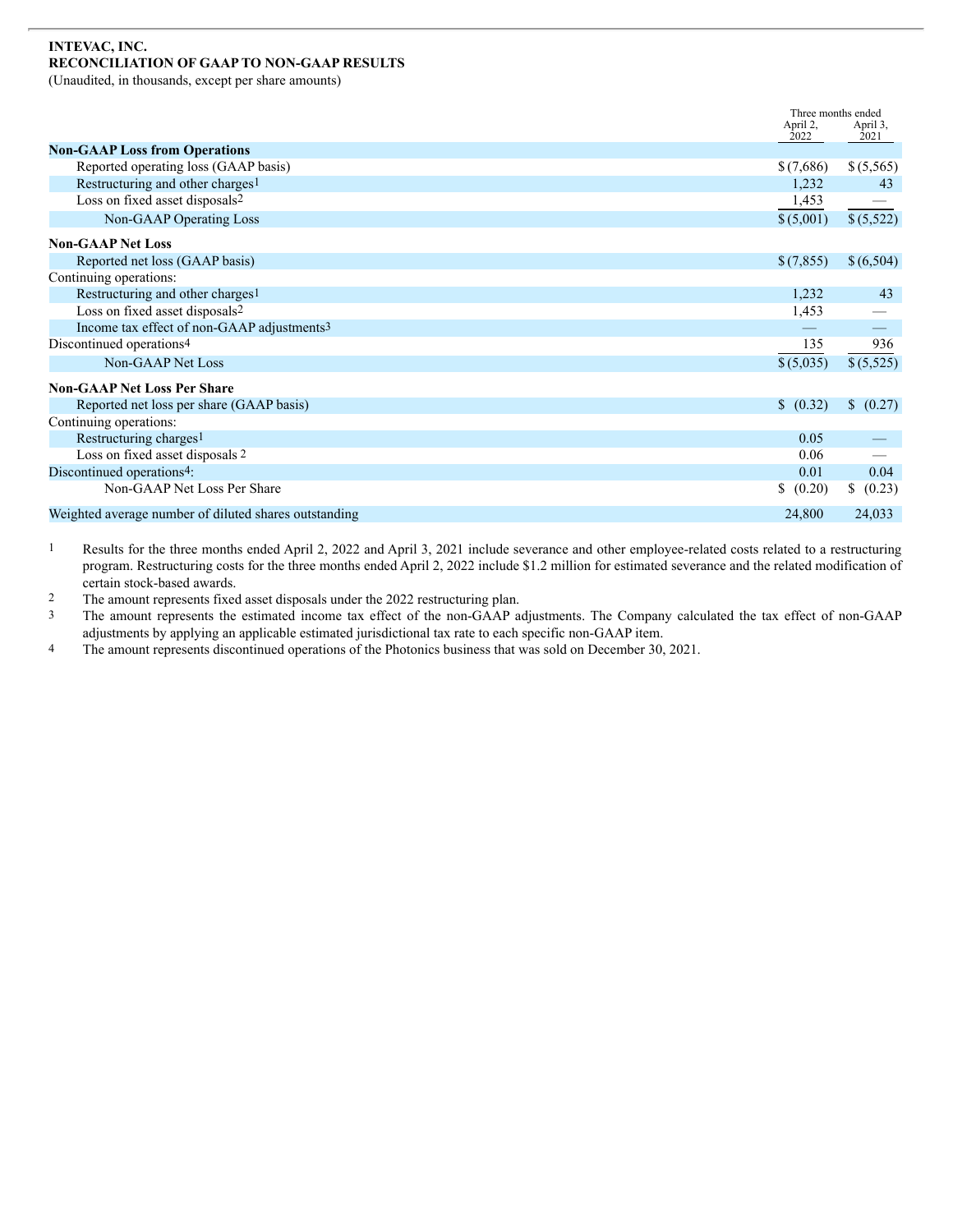**INTEVAC, INC.**
**RECONCILIATION OF GAAP TO NON-GAAP RESULTS**
(Unaudited, in thousands, except per share amounts)

| | Three months ended | |
|---|---|---|
| | April 2, 2022 | April 3, 2021 |
| **Non-GAAP Loss from Operations** | | |
| Reported operating loss (GAAP basis) | $ (7,686) | $ (5,565) |
| Restructuring and other charges[1] | 1,232 | 43 |
| Loss on fixed asset disposals[2] | 1,453 | — |
| Non-GAAP Operating Loss | $ (5,001) | $ (5,522) |
| **Non-GAAP Net Loss** | | |
| Reported net loss (GAAP basis) | $ (7,855) | $ (6,504) |
| Continuing operations: | | |
| Restructuring and other charges[1] | 1,232 | 43 |
| Loss on fixed asset disposals[2] | 1,453 | — |
| Income tax effect of non-GAAP adjustments[3] | — | — |
| Discontinued operations[4] | 135 | 936 |
| Non-GAAP Net Loss | $ (5,035) | $ (5,525) |
| **Non-GAAP Net Loss Per Share** | | |
| Reported net loss per share (GAAP basis) | $ (0.32) | $ (0.27) |
| Continuing operations: | | |
| Restructuring charges[1] | 0.05 | — |
| Loss on fixed asset disposals [2] | 0.06 | — |
| Discontinued operations[4]: | 0.01 | 0.04 |
| Non-GAAP Net Loss Per Share | $ (0.20) | $ (0.23) |
| Weighted average number of diluted shares outstanding | 24,800 | 24,033 |

1 Results for the three months ended April 2, 2022 and April 3, 2021 include severance and other employee-related costs related to a restructuring program. Restructuring costs for the three months ended April 2, 2022 include $1.2 million for estimated severance and the related modification of certain stock-based awards.

2 The amount represents fixed asset disposals under the 2022 restructuring plan.

3 The amount represents the estimated income tax effect of the non-GAAP adjustments. The Company calculated the tax effect of non-GAAP adjustments by applying an applicable estimated jurisdictional tax rate to each specific non-GAAP item.

4 The amount represents discontinued operations of the Photonics business that was sold on December 30, 2021.